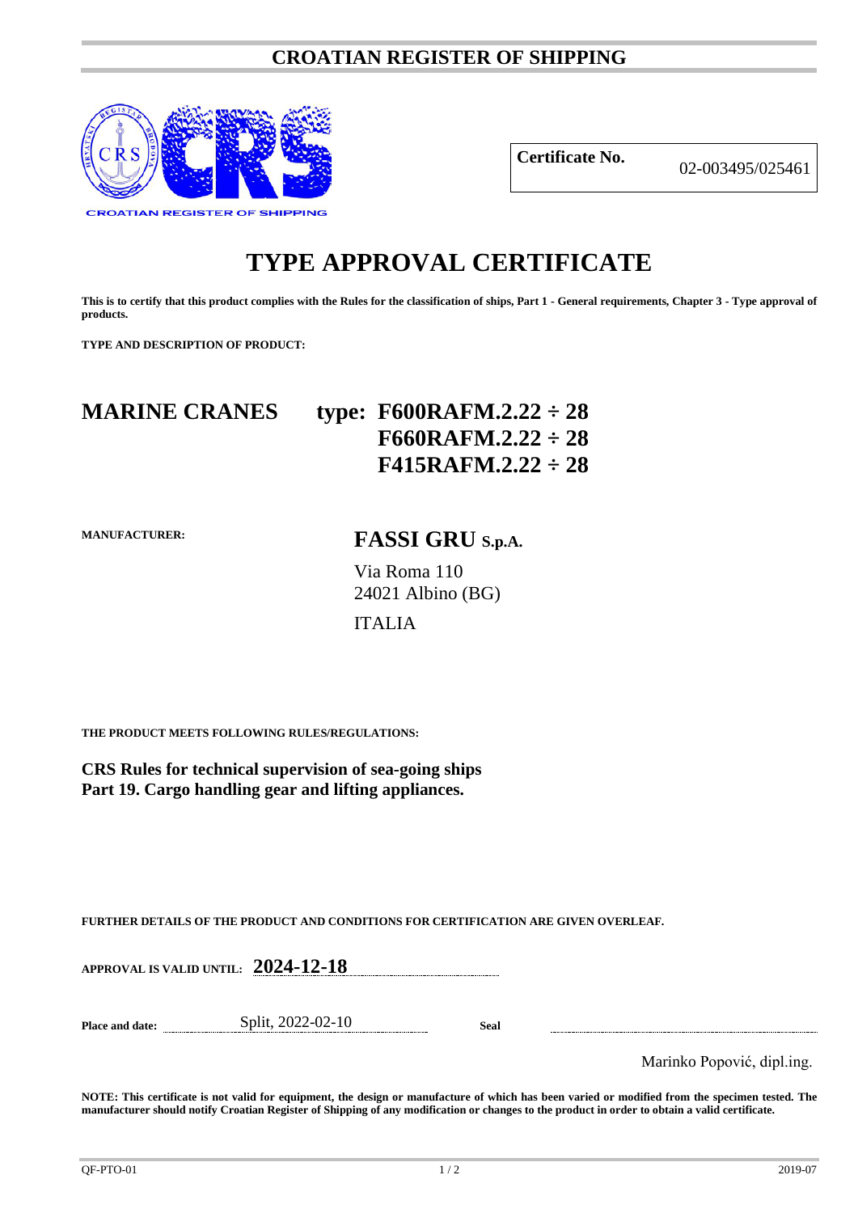# CROATIAN REGISTER OF SHIPPING

CROATIAN REGISTER OF SHIPPING

| **Certificate No.** | 02-003495/025461 |
|---|---|

# TYPE APPROVAL CERTIFICATE

**This is to certify that this product complies with the Rules for the classification of ships, Part 1 - General requirements, Chapter 3 - Type approval of products.**

**TYPE AND DESCRIPTION OF PRODUCT:**

## MARINE CRANES type: F600RAFM.2.22 ÷ 28
## F660RAFM.2.22 ÷ 28
## F415RAFM.2.22 ÷ 28

**MANUFACTURER:**

**FASSI GRU S.p.A.**

Via Roma 110
24021 Albino (BG)

ITALIA

**THE PRODUCT MEETS FOLLOWING RULES/REGULATIONS:**

**CRS Rules for technical supervision of sea-going ships**
**Part 19. Cargo handling gear and lifting appliances.**

**FURTHER DETAILS OF THE PRODUCT AND CONDITIONS FOR CERTIFICATION ARE GIVEN OVERLEAF.**

**APPROVAL IS VALID UNTIL: 2024-12-18**

**Place and date:** Split, 2022-02-10 **Seal**

Marinko Popović, dipl.ing.

**NOTE: This certificate is not valid for equipment, the design or manufacture of which has been varied or modified from the specimen tested. The manufacturer should notify Croatian Register of Shipping of any modification or changes to the product in order to obtain a valid certificate.**

QF-PTO-01 2019-07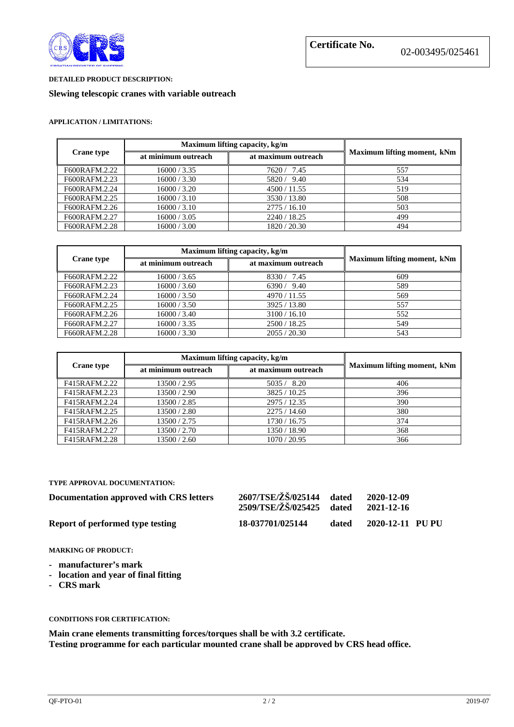**Certificate No.** 02-003495/025461

**DETAILED PRODUCT DESCRIPTION:**

**Slewing telescopic cranes with variable outreach**

**APPLICATION / LIMITATIONS:**

| Crane type | Maximum lifting capacity, kg/m | | Maximum lifting moment, kNm |
|---|---|---|---|
| | at minimum outreach | at maximum outreach | |
| F600RAFM.2.22 | 16000 / 3.35 | 7620 / 7.45 | 557 |
| F600RAFM.2.23 | 16000 / 3.30 | 5820 / 9.40 | 534 |
| F600RAFM.2.24 | 16000 / 3.20 | 4500 / 11.55 | 519 |
| F600RAFM.2.25 | 16000 / 3.10 | 3530 / 13.80 | 508 |
| F600RAFM.2.26 | 16000 / 3.10 | 2775 / 16.10 | 503 |
| F600RAFM.2.27 | 16000 / 3.05 | 2240 / 18.25 | 499 |
| F600RAFM.2.28 | 16000 / 3.00 | 1820 / 20.30 | 494 |

| Crane type | Maximum lifting capacity, kg/m | | Maximum lifting moment, kNm |
|---|---|---|---|
| | at minimum outreach | at maximum outreach | |
| F660RAFM.2.22 | 16000 / 3.65 | 8330 / 7.45 | 609 |
| F660RAFM.2.23 | 16000 / 3.60 | 6390 / 9.40 | 589 |
| F660RAFM.2.24 | 16000 / 3.50 | 4970 / 11.55 | 569 |
| F660RAFM.2.25 | 16000 / 3.50 | 3925 / 13.80 | 557 |
| F660RAFM.2.26 | 16000 / 3.40 | 3100 / 16.10 | 552 |
| F660RAFM.2.27 | 16000 / 3.35 | 2500 / 18.25 | 549 |
| F660RAFM.2.28 | 16000 / 3.30 | 2055 / 20.30 | 543 |

| Crane type | Maximum lifting capacity, kg/m | | Maximum lifting moment, kNm |
|---|---|---|---|
| | at minimum outreach | at maximum outreach | |
| F415RAFM.2.22 | 13500 / 2.95 | 5035 / 8.20 | 406 |
| F415RAFM.2.23 | 13500 / 2.90 | 3825 / 10.25 | 396 |
| F415RAFM.2.24 | 13500 / 2.85 | 2975 / 12.35 | 390 |
| F415RAFM.2.25 | 13500 / 2.80 | 2275 / 14.60 | 380 |
| F415RAFM.2.26 | 13500 / 2.75 | 1730 / 16.75 | 374 |
| F415RAFM.2.27 | 13500 / 2.70 | 1350 / 18.90 | 368 |
| F415RAFM.2.28 | 13500 / 2.60 | 1070 / 20.95 | 366 |

**TYPE APPROVAL DOCUMENTATION:**

| | | | |
|---|---|---|---|
| **Documentation approved with CRS letters** | **2607/TSE/ŽŠ/025144** | **dated** | **2020-12-09** |
| | **2509/TSE/ŽŠ/025425** | **dated** | **2021-12-16** |
| **Report of performed type testing** | **18-037701/025144** | **dated** | **2020-12-11 PU PU** |

**MARKING OF PRODUCT:**

- **manufacturer's mark**
- **location and year of final fitting**
- **CRS mark**

**CONDITIONS FOR CERTIFICATION:**

**Main crane elements transmitting forces/torques shall be with 3.2 certificate.**
**Testing programme for each particular mounted crane shall be approved by CRS head office.**